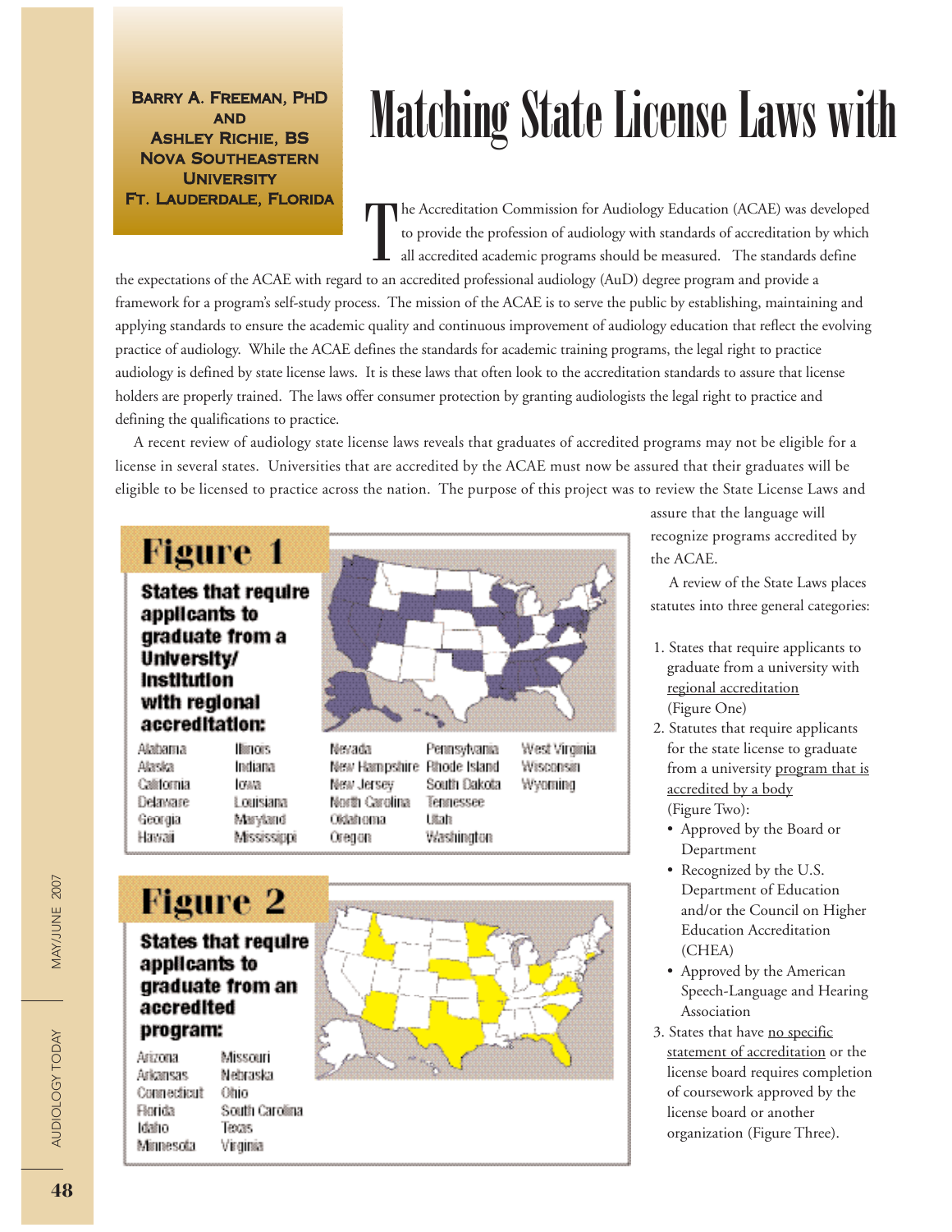**Barry A. Freeman, PhD and Ashley Richie, BS**
**Nova Southeastern University**
**Ft. Lauderdale, Florida**

# Matching State License Laws with

The Accreditation Commission for Audiology Education (ACAE) was developed to provide the profession of audiology with standards of accreditation by which all accredited academic programs should be measured. The standards define the expectations of the ACAE with regard to an accredited professional audiology (AuD) degree program and provide a framework for a program's self-study process. The mission of the ACAE is to serve the public by establishing, maintaining and applying standards to ensure the academic quality and continuous improvement of audiology education that reflect the evolving practice of audiology. While the ACAE defines the standards for academic training programs, the legal right to practice audiology is defined by state license laws. It is these laws that often look to the accreditation standards to assure that license holders are properly trained. The laws offer consumer protection by granting audiologists the legal right to practice and defining the qualifications to practice.

A recent review of audiology state license laws reveals that graduates of accredited programs may not be eligible for a license in several states. Universities that are accredited by the ACAE must now be assured that their graduates will be eligible to be licensed to practice across the nation. The purpose of this project was to review the State License Laws and assure that the language will recognize programs accredited by the ACAE.

A review of the State Laws places statutes into three general categories:

1. States that require applicants to graduate from a university with regional accreditation (Figure One)
2. Statutes that require applicants for the state license to graduate from a university program that is accredited by a body (Figure Two):
   - Approved by the Board or Department
   - Recognized by the U.S. Department of Education and/or the Council on Higher Education Accreditation (CHEA)
   - Approved by the American Speech-Language and Hearing Association
3. States that have no specific statement of accreditation or the license board requires completion of coursework approved by the license board or another organization (Figure Three).

**Figure 1**

**States that require applicants to graduate from a University/ Institution with regional accreditation:**

Alabama, Alaska, California, Delaware, Georgia, Hawaii, Illinois, Indiana, Iowa, Louisiana, Maryland, Mississippi, Nevada, New Hampshire, New Jersey, North Carolina, Oklahoma, Oregon, Pennsylvania, Rhode Island, South Dakota, Tennessee, Utah, Washington, West Virginia, Wisconsin, Wyoming

**Figure 2**

**States that require applicants to graduate from an accredited program:**

Arizona, Arkansas, Connecticut, Florida, Idaho, Minnesota, Missouri, Nebraska, Ohio, South Carolina, Texas, Virginia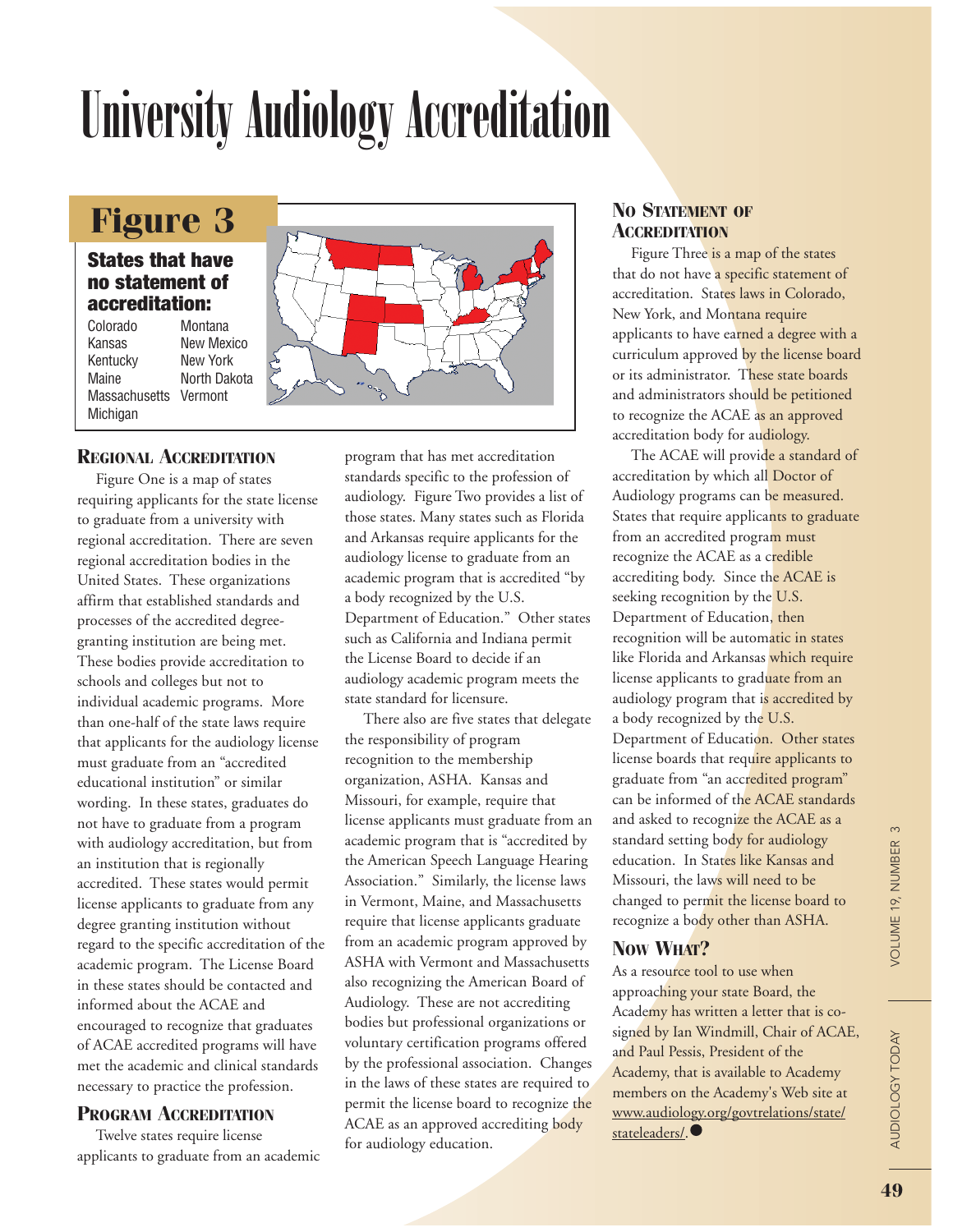# University Audiology Accreditation

## Figure 3

**States that have no statement of accreditation:**

Colorado
Kansas
Kentucky
Maine
Massachusetts
Michigan
Montana
New Mexico
New York
North Dakota
Vermont

### Regional Accreditation

Figure One is a map of states requiring applicants for the state license to graduate from a university with regional accreditation. There are seven regional accreditation bodies in the United States. These organizations affirm that established standards and processes of the accredited degree-granting institution are being met. These bodies provide accreditation to schools and colleges but not to individual academic programs. More than one-half of the state laws require that applicants for the audiology license must graduate from an "accredited educational institution" or similar wording. In these states, graduates do not have to graduate from a program with audiology accreditation, but from an institution that is regionally accredited. These states would permit license applicants to graduate from any degree granting institution without regard to the specific accreditation of the academic program. The License Board in these states should be contacted and informed about the ACAE and encouraged to recognize that graduates of ACAE accredited programs will have met the academic and clinical standards necessary to practice the profession.

### Program Accreditation

Twelve states require license applicants to graduate from an academic program that has met accreditation standards specific to the profession of audiology. Figure Two provides a list of those states. Many states such as Florida and Arkansas require applicants for the audiology license to graduate from an academic program that is accredited "by a body recognized by the U.S. Department of Education." Other states such as California and Indiana permit the License Board to decide if an audiology academic program meets the state standard for licensure.

There also are five states that delegate the responsibility of program recognition to the membership organization, ASHA. Kansas and Missouri, for example, require that license applicants must graduate from an academic program that is "accredited by the American Speech Language Hearing Association." Similarly, the license laws in Vermont, Maine, and Massachusetts require that license applicants graduate from an academic program approved by ASHA with Vermont and Massachusetts also recognizing the American Board of Audiology. These are not accrediting bodies but professional organizations or voluntary certification programs offered by the professional association. Changes in the laws of these states are required to permit the license board to recognize the ACAE as an approved accrediting body for audiology education.

### No Statement of Accreditation

Figure Three is a map of the states that do not have a specific statement of accreditation. States laws in Colorado, New York, and Montana require applicants to have earned a degree with a curriculum approved by the license board or its administrator. These state boards and administrators should be petitioned to recognize the ACAE as an approved accreditation body for audiology.

The ACAE will provide a standard of accreditation by which all Doctor of Audiology programs can be measured. States that require applicants to graduate from an accredited program must recognize the ACAE as a credible accrediting body. Since the ACAE is seeking recognition by the U.S. Department of Education, then recognition will be automatic in states like Florida and Arkansas which require license applicants to graduate from an audiology program that is accredited by a body recognized by the U.S. Department of Education. Other states license boards that require applicants to graduate from "an accredited program" can be informed of the ACAE standards and asked to recognize the ACAE as a standard setting body for audiology education. In States like Kansas and Missouri, the laws will need to be changed to permit the license board to recognize a body other than ASHA.

### Now What?

As a resource tool to use when approaching your state Board, the Academy has written a letter that is co-signed by Ian Windmill, Chair of ACAE, and Paul Pessis, President of the Academy, that is available to Academy members on the Academy's Web site at www.audiology.org/govtrelations/state/stateleaders/.●